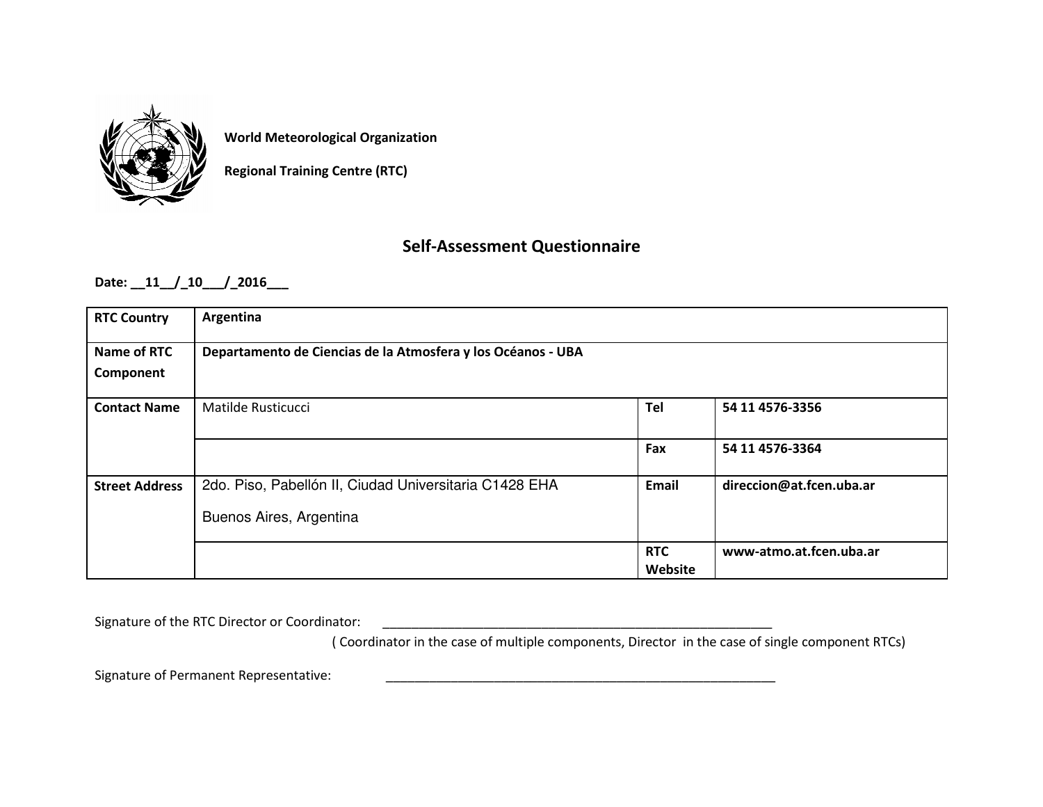**World Meteorological Organization**

**Regional Training Centre (RTC)**

## Self-Assessment Questionnaire

**Date: __11__/_10___/_2016___**

| | | | |
|---|---|---|---|
| **RTC Country** | **Argentina** | | |
| **Name of RTC Component** | **Departamento de Ciencias de la Atmosfera y los Océanos - UBA** | | |
| **Contact Name** | Matilde Rusticucci | **Tel** | **54 11 4576-3356** |
| | | **Fax** | **54 11 4576-3364** |
| **Street Address** | 2do. Piso, Pabellón II, Ciudad Universitaria C1428 EHA<br>Buenos Aires, Argentina | **Email** | **direccion@at.fcen.uba.ar** |
| | | **RTC Website** | **www-atmo.at.fcen.uba.ar** |

Signature of the RTC Director or Coordinator: ____________________________________________________________
( Coordinator in the case of multiple components, Director in the case of single component RTCs)

Signature of Permanent Representative: ____________________________________________________________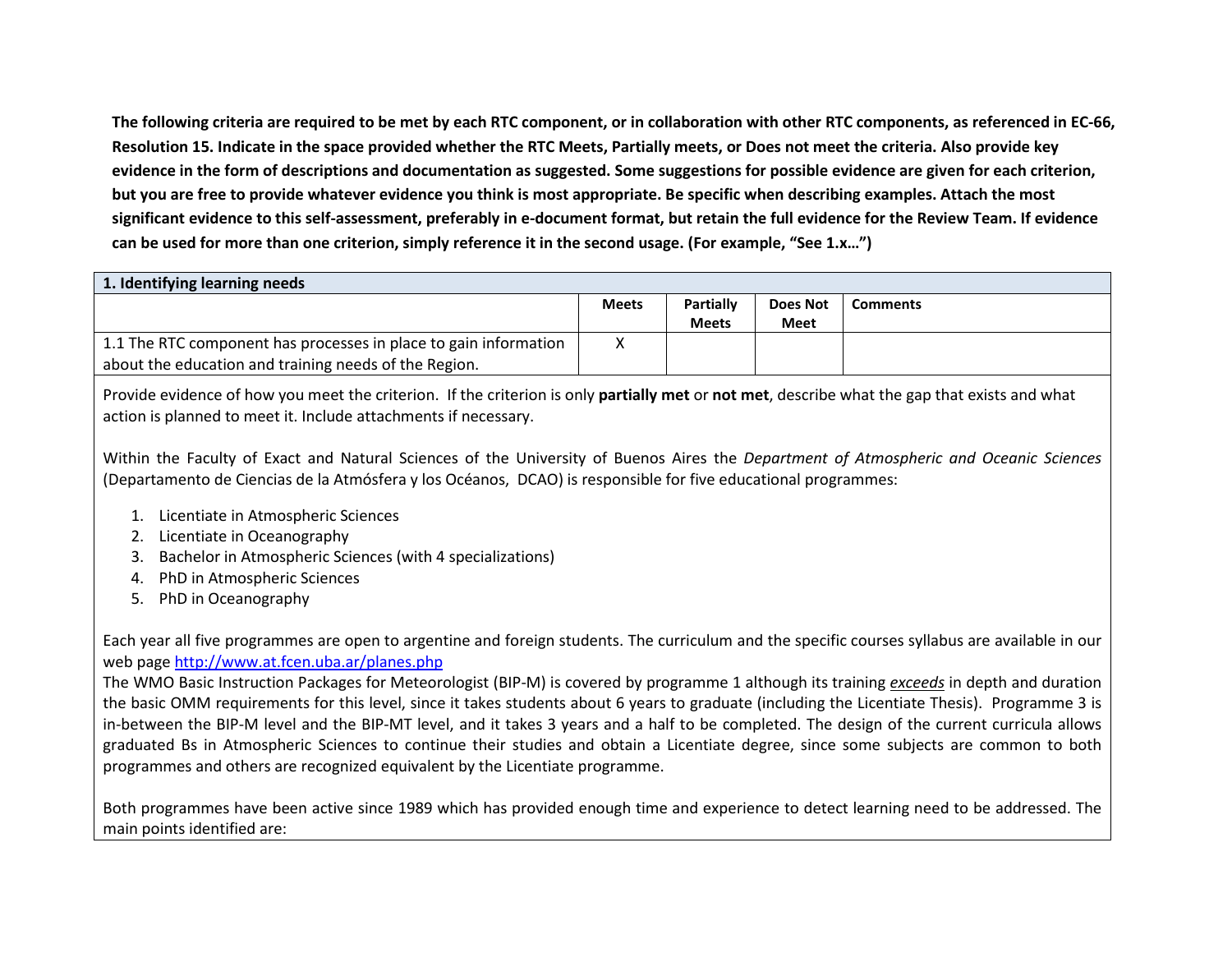**The following criteria are required to be met by each RTC component, or in collaboration with other RTC components, as referenced in EC-66, Resolution 15. Indicate in the space provided whether the RTC Meets, Partially meets, or Does not meet the criteria. Also provide key evidence in the form of descriptions and documentation as suggested. Some suggestions for possible evidence are given for each criterion, but you are free to provide whatever evidence you think is most appropriate. Be specific when describing examples. Attach the most significant evidence to this self-assessment, preferably in e-document format, but retain the full evidence for the Review Team. If evidence can be used for more than one criterion, simply reference it in the second usage. (For example, "See 1.x…")**

| **1. Identifying learning needs** | | | | |
|---|---|---|---|---|
| | **Meets** | **Partially Meets** | **Does Not Meet** | **Comments** |
| 1.1 The RTC component has processes in place to gain information about the education and training needs of the Region. | X | | | |

Provide evidence of how you meet the criterion. If the criterion is only **partially met** or **not met**, describe what the gap that exists and what action is planned to meet it. Include attachments if necessary.

Within the Faculty of Exact and Natural Sciences of the University of Buenos Aires the *Department of Atmospheric and Oceanic Sciences* (Departamento de Ciencias de la Atmósfera y los Océanos, DCAO) is responsible for five educational programmes:

1. Licentiate in Atmospheric Sciences
2. Licentiate in Oceanography
3. Bachelor in Atmospheric Sciences (with 4 specializations)
4. PhD in Atmospheric Sciences
5. PhD in Oceanography

Each year all five programmes are open to argentine and foreign students. The curriculum and the specific courses syllabus are available in our web page [http://www.at.fcen.uba.ar/planes.php](http://www.at.fcen.uba.ar/planes.php)

The WMO Basic Instruction Packages for Meteorologist (BIP-M) is covered by programme 1 although its training ***exceeds*** in depth and duration the basic OMM requirements for this level, since it takes students about 6 years to graduate (including the Licentiate Thesis). Programme 3 is in-between the BIP-M level and the BIP-MT level, and it takes 3 years and a half to be completed. The design of the current curricula allows graduated Bs in Atmospheric Sciences to continue their studies and obtain a Licentiate degree, since some subjects are common to both programmes and others are recognized equivalent by the Licentiate programme.

Both programmes have been active since 1989 which has provided enough time and experience to detect learning need to be addressed. The main points identified are: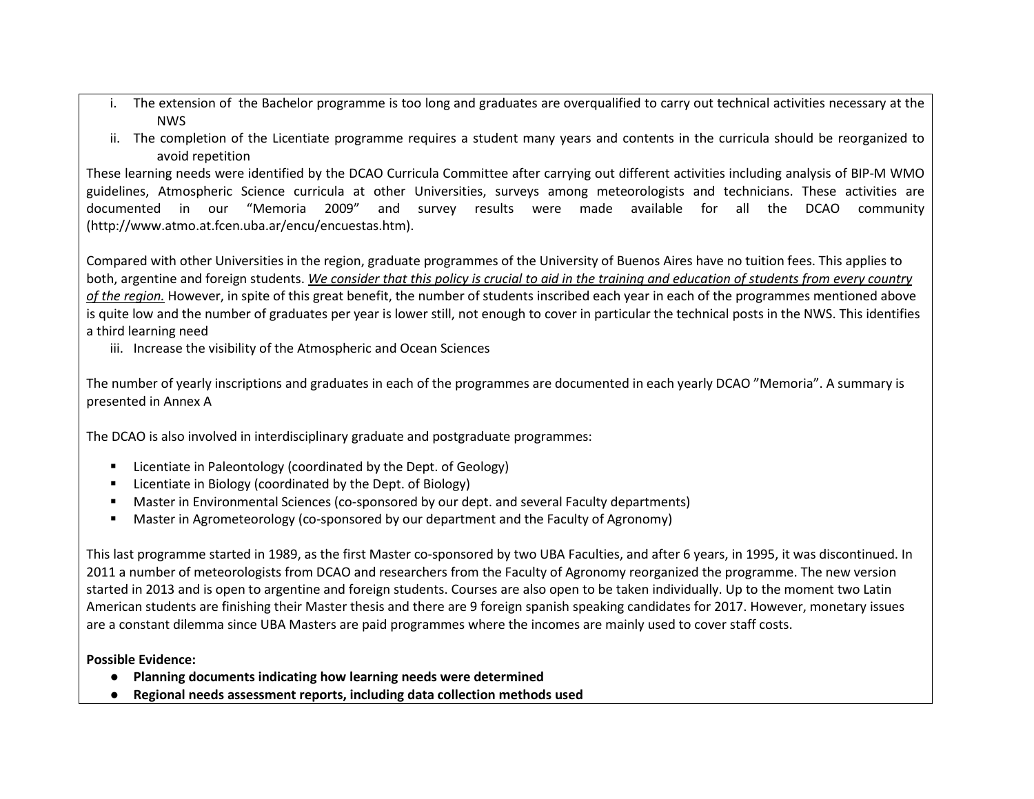i. The extension of the Bachelor programme is too long and graduates are overqualified to carry out technical activities necessary at the NWS
ii. The completion of the Licentiate programme requires a student many years and contents in the curricula should be reorganized to avoid repetition

These learning needs were identified by the DCAO Curricula Committee after carrying out different activities including analysis of BIP-M WMO guidelines, Atmospheric Science curricula at other Universities, surveys among meteorologists and technicians. These activities are documented in our "Memoria 2009" and survey results were made available for all the DCAO community (http://www.atmo.at.fcen.uba.ar/encu/encuestas.htm).

Compared with other Universities in the region, graduate programmes of the University of Buenos Aires have no tuition fees. This applies to both, argentine and foreign students. <u>*We consider that this policy is crucial to aid in the training and education of students from every country of the region.*</u> However, in spite of this great benefit, the number of students inscribed each year in each of the programmes mentioned above is quite low and the number of graduates per year is lower still, not enough to cover in particular the technical posts in the NWS. This identifies a third learning need

iii. Increase the visibility of the Atmospheric and Ocean Sciences

The number of yearly inscriptions and graduates in each of the programmes are documented in each yearly DCAO "Memoria". A summary is presented in Annex A

The DCAO is also involved in interdisciplinary graduate and postgraduate programmes:

- Licentiate in Paleontology (coordinated by the Dept. of Geology)
- Licentiate in Biology (coordinated by the Dept. of Biology)
- Master in Environmental Sciences (co-sponsored by our dept. and several Faculty departments)
- Master in Agrometeorology (co-sponsored by our department and the Faculty of Agronomy)

This last programme started in 1989, as the first Master co-sponsored by two UBA Faculties, and after 6 years, in 1995, it was discontinued. In 2011 a number of meteorologists from DCAO and researchers from the Faculty of Agronomy reorganized the programme. The new version started in 2013 and is open to argentine and foreign students. Courses are also open to be taken individually. Up to the moment two Latin American students are finishing their Master thesis and there are 9 foreign spanish speaking candidates for 2017. However, monetary issues are a constant dilemma since UBA Masters are paid programmes where the incomes are mainly used to cover staff costs.

**Possible Evidence:**

- **Planning documents indicating how learning needs were determined**
- **Regional needs assessment reports, including data collection methods used**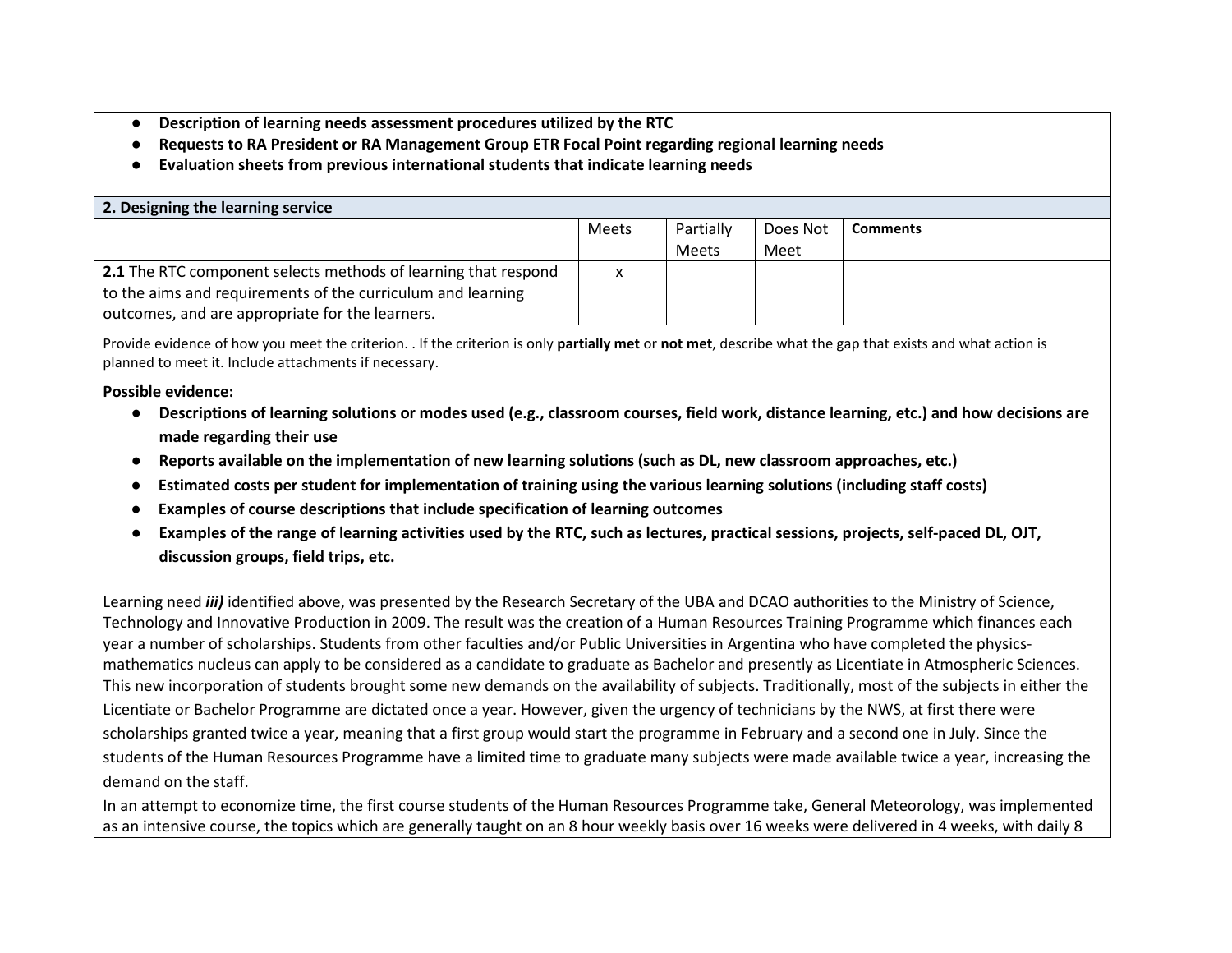- **Description of learning needs assessment procedures utilized by the RTC**
- **Requests to RA President or RA Management Group ETR Focal Point regarding regional learning needs**
- **Evaluation sheets from previous international students that indicate learning needs**

**2. Designing the learning service**

| | Meets | Partially Meets | Does Not Meet | **Comments** |
|---|---|---|---|---|
| **2.1** The RTC component selects methods of learning that respond to the aims and requirements of the curriculum and learning outcomes, and are appropriate for the learners. | x | | | |

Provide evidence of how you meet the criterion. . If the criterion is only **partially met** or **not met**, describe what the gap that exists and what action is planned to meet it. Include attachments if necessary.

**Possible evidence:**

- **Descriptions of learning solutions or modes used (e.g., classroom courses, field work, distance learning, etc.) and how decisions are made regarding their use**
- **Reports available on the implementation of new learning solutions (such as DL, new classroom approaches, etc.)**
- **Estimated costs per student for implementation of training using the various learning solutions (including staff costs)**
- **Examples of course descriptions that include specification of learning outcomes**
- **Examples of the range of learning activities used by the RTC, such as lectures, practical sessions, projects, self-paced DL, OJT, discussion groups, field trips, etc.**

Learning need ***iii)*** identified above, was presented by the Research Secretary of the UBA and DCAO authorities to the Ministry of Science, Technology and Innovative Production in 2009. The result was the creation of a Human Resources Training Programme which finances each year a number of scholarships. Students from other faculties and/or Public Universities in Argentina who have completed the physics-mathematics nucleus can apply to be considered as a candidate to graduate as Bachelor and presently as Licentiate in Atmospheric Sciences. This new incorporation of students brought some new demands on the availability of subjects. Traditionally, most of the subjects in either the Licentiate or Bachelor Programme are dictated once a year. However, given the urgency of technicians by the NWS, at first there were scholarships granted twice a year, meaning that a first group would start the programme in February and a second one in July. Since the students of the Human Resources Programme have a limited time to graduate many subjects were made available twice a year, increasing the demand on the staff.

In an attempt to economize time, the first course students of the Human Resources Programme take, General Meteorology, was implemented as an intensive course, the topics which are generally taught on an 8 hour weekly basis over 16 weeks were delivered in 4 weeks, with daily 8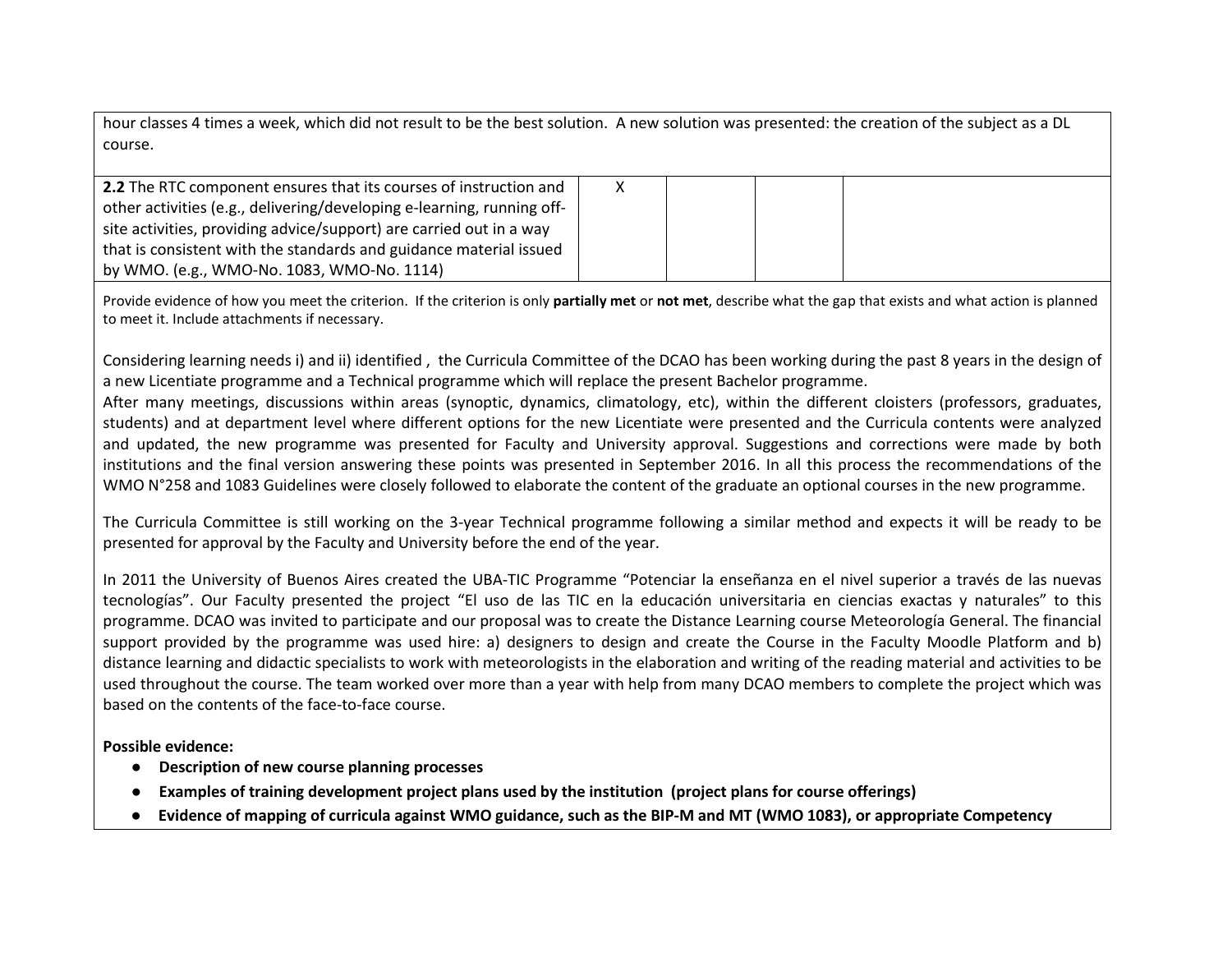hour classes 4 times a week, which did not result to be the best solution. A new solution was presented: the creation of the subject as a DL course.

| | | | | |
|---|---|---|---|---|
| **2.2** The RTC component ensures that its courses of instruction and other activities (e.g., delivering/developing e-learning, running off-site activities, providing advice/support) are carried out in a way that is consistent with the standards and guidance material issued by WMO. (e.g., WMO-No. 1083, WMO-No. 1114) | X | | | |

Provide evidence of how you meet the criterion. If the criterion is only **partially met** or **not met**, describe what the gap that exists and what action is planned to meet it. Include attachments if necessary.

Considering learning needs i) and ii) identified , the Curricula Committee of the DCAO has been working during the past 8 years in the design of a new Licentiate programme and a Technical programme which will replace the present Bachelor programme.

After many meetings, discussions within areas (synoptic, dynamics, climatology, etc), within the different cloisters (professors, graduates, students) and at department level where different options for the new Licentiate were presented and the Curricula contents were analyzed and updated, the new programme was presented for Faculty and University approval. Suggestions and corrections were made by both institutions and the final version answering these points was presented in September 2016. In all this process the recommendations of the WMO N°258 and 1083 Guidelines were closely followed to elaborate the content of the graduate an optional courses in the new programme.

The Curricula Committee is still working on the 3-year Technical programme following a similar method and expects it will be ready to be presented for approval by the Faculty and University before the end of the year.

In 2011 the University of Buenos Aires created the UBA-TIC Programme "Potenciar la enseñanza en el nivel superior a través de las nuevas tecnologías". Our Faculty presented the project "El uso de las TIC en la educación universitaria en ciencias exactas y naturales" to this programme. DCAO was invited to participate and our proposal was to create the Distance Learning course Meteorología General. The financial support provided by the programme was used hire: a) designers to design and create the Course in the Faculty Moodle Platform and b) distance learning and didactic specialists to work with meteorologists in the elaboration and writing of the reading material and activities to be used throughout the course. The team worked over more than a year with help from many DCAO members to complete the project which was based on the contents of the face-to-face course.

**Possible evidence:**

- **Description of new course planning processes**
- **Examples of training development project plans used by the institution (project plans for course offerings)**
- **Evidence of mapping of curricula against WMO guidance, such as the BIP-M and MT (WMO 1083), or appropriate Competency**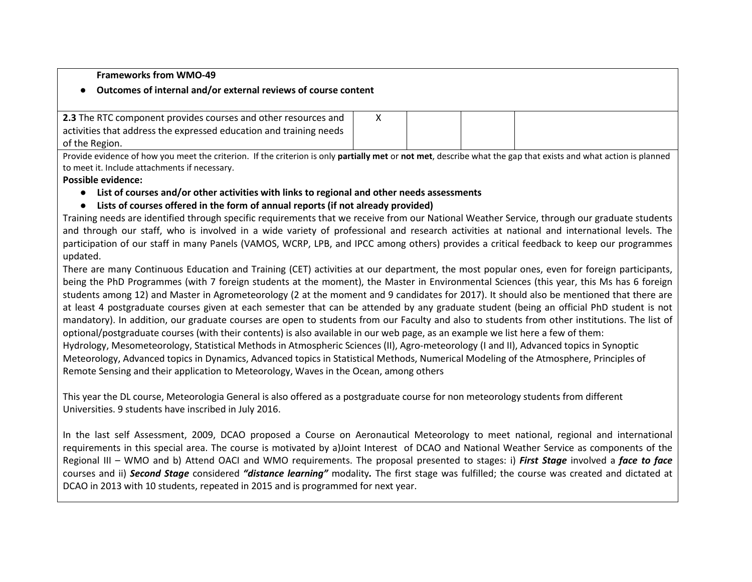**Frameworks from WMO-49**

- **Outcomes of internal and/or external reviews of course content**

| | | | | |
|---|---|---|---|---|
| **2.3** The RTC component provides courses and other resources and activities that address the expressed education and training needs of the Region. | X | | | |

Provide evidence of how you meet the criterion. If the criterion is only **partially met** or **not met**, describe what the gap that exists and what action is planned to meet it. Include attachments if necessary.

**Possible evidence:**

- **List of courses and/or other activities with links to regional and other needs assessments**
- **Lists of courses offered in the form of annual reports (if not already provided)**

Training needs are identified through specific requirements that we receive from our National Weather Service, through our graduate students and through our staff, who is involved in a wide variety of professional and research activities at national and international levels. The participation of our staff in many Panels (VAMOS, WCRP, LPB, and IPCC among others) provides a critical feedback to keep our programmes updated.

There are many Continuous Education and Training (CET) activities at our department, the most popular ones, even for foreign participants, being the PhD Programmes (with 7 foreign students at the moment), the Master in Environmental Sciences (this year, this Ms has 6 foreign students among 12) and Master in Agrometeorology (2 at the moment and 9 candidates for 2017). It should also be mentioned that there are at least 4 postgraduate courses given at each semester that can be attended by any graduate student (being an official PhD student is not mandatory). In addition, our graduate courses are open to students from our Faculty and also to students from other institutions. The list of optional/postgraduate courses (with their contents) is also available in our web page, as an example we list here a few of them:

Hydrology, Mesometeorology, Statistical Methods in Atmospheric Sciences (II), Agro-meteorology (I and II), Advanced topics in Synoptic Meteorology, Advanced topics in Dynamics, Advanced topics in Statistical Methods, Numerical Modeling of the Atmosphere, Principles of Remote Sensing and their application to Meteorology, Waves in the Ocean, among others

This year the DL course, Meteorologia General is also offered as a postgraduate course for non meteorology students from different Universities. 9 students have inscribed in July 2016.

In the last self Assessment, 2009, DCAO proposed a Course on Aeronautical Meteorology to meet national, regional and international requirements in this special area. The course is motivated by a)Joint Interest of DCAO and National Weather Service as components of the Regional III – WMO and b) Attend OACI and WMO requirements. The proposal presented to stages: i) ***First Stage*** involved a ***face to face*** courses and ii) ***Second Stage*** considered ***"distance learning"*** modality**.** The first stage was fulfilled; the course was created and dictated at DCAO in 2013 with 10 students, repeated in 2015 and is programmed for next year.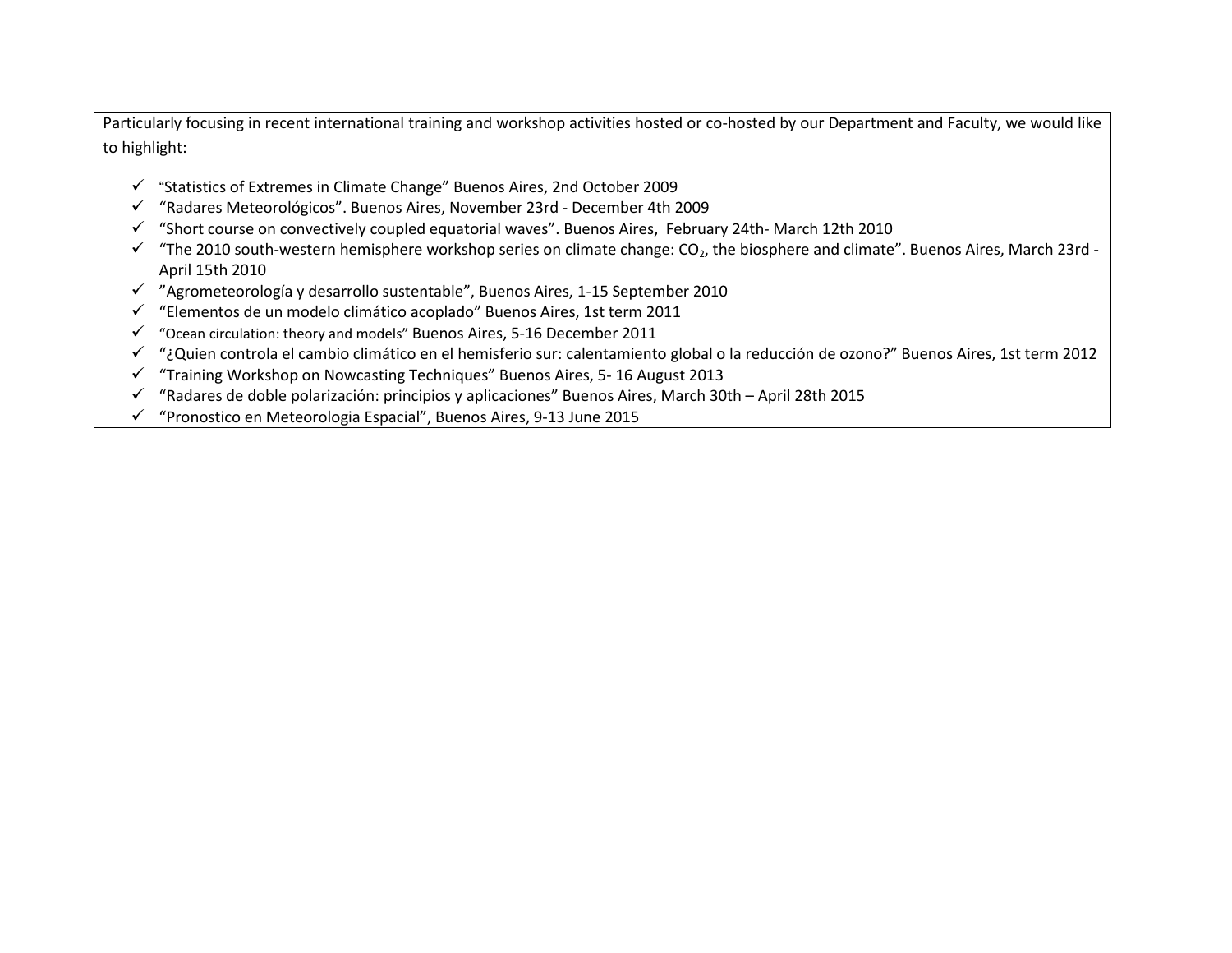Particularly focusing in recent international training and workshop activities hosted or co-hosted by our Department and Faculty, we would like to highlight:

- ✓ "Statistics of Extremes in Climate Change" Buenos Aires, 2nd October 2009
- ✓ "Radares Meteorológicos". Buenos Aires, November 23rd - December 4th 2009
- ✓ "Short course on convectively coupled equatorial waves". Buenos Aires, February 24th- March 12th 2010
- ✓ "The 2010 south-western hemisphere workshop series on climate change: $CO_2$, the biosphere and climate". Buenos Aires, March 23rd - April 15th 2010
- ✓ "Agrometeorología y desarrollo sustentable", Buenos Aires, 1-15 September 2010
- ✓ "Elementos de un modelo climático acoplado" Buenos Aires, 1st term 2011
- ✓ "Ocean circulation: theory and models" Buenos Aires, 5-16 December 2011
- ✓ "¿Quien controla el cambio climático en el hemisferio sur: calentamiento global o la reducción de ozono?" Buenos Aires, 1st term 2012
- ✓ "Training Workshop on Nowcasting Techniques" Buenos Aires, 5- 16 August 2013
- ✓ "Radares de doble polarización: principios y aplicaciones" Buenos Aires, March 30th – April 28th 2015
- ✓ "Pronostico en Meteorologia Espacial", Buenos Aires, 9-13 June 2015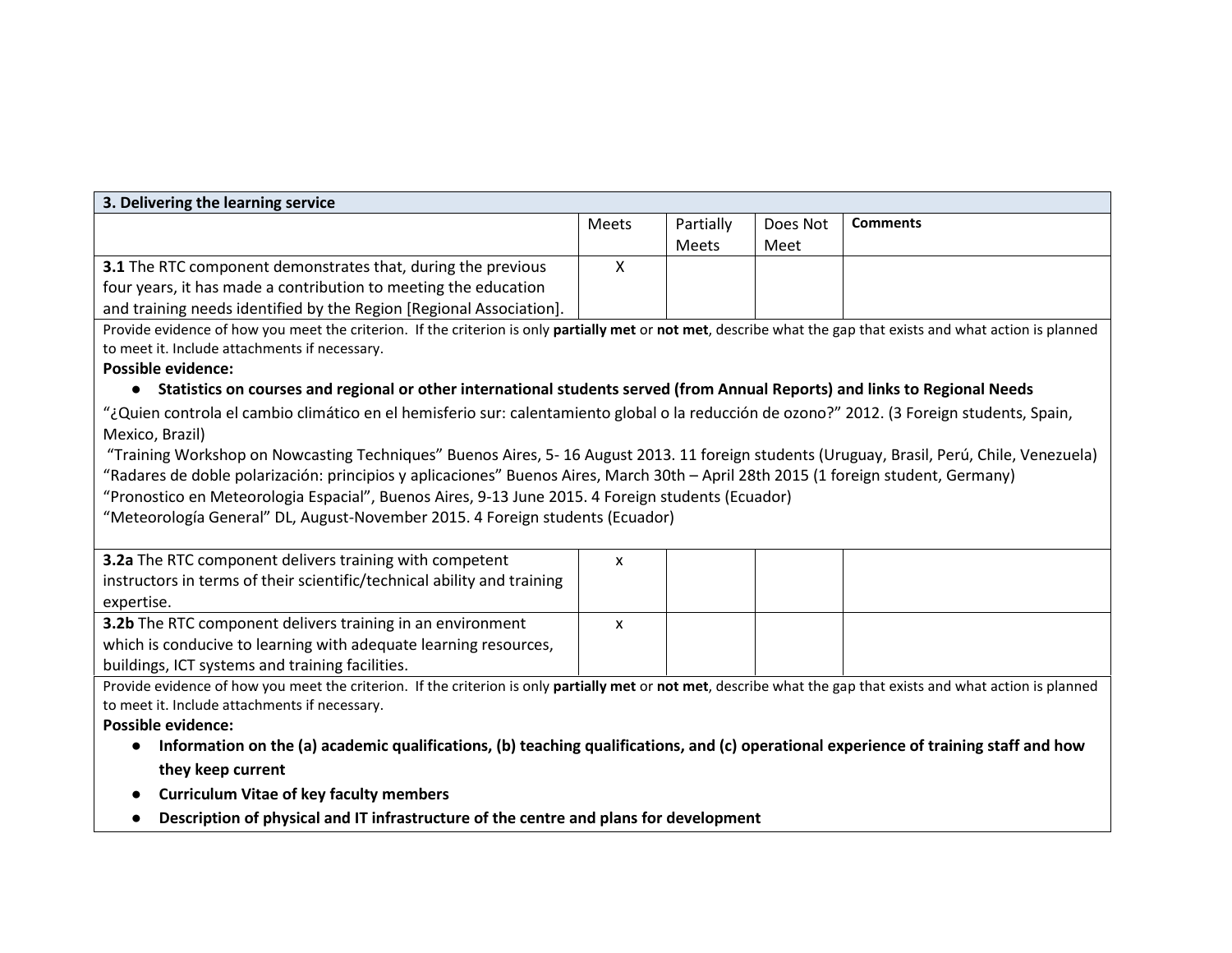| 3. Delivering the learning service | | | | |
|---|---|---|---|---|
| | Meets | Partially Meets | Does Not Meet | **Comments** |
| **3.1** The RTC component demonstrates that, during the previous four years, it has made a contribution to meeting the education and training needs identified by the Region [Regional Association]. | X | | | |

Provide evidence of how you meet the criterion. If the criterion is only **partially met** or **not met**, describe what the gap that exists and what action is planned to meet it. Include attachments if necessary.

**Possible evidence:**

- **Statistics on courses and regional or other international students served (from Annual Reports) and links to Regional Needs**

"¿Quien controla el cambio climático en el hemisferio sur: calentamiento global o la reducción de ozono?" 2012. (3 Foreign students, Spain, Mexico, Brazil)

"Training Workshop on Nowcasting Techniques" Buenos Aires, 5- 16 August 2013. 11 foreign students (Uruguay, Brasil, Perú, Chile, Venezuela)

"Radares de doble polarización: principios y aplicaciones" Buenos Aires, March 30th – April 28th 2015 (1 foreign student, Germany)

"Pronostico en Meteorologia Espacial", Buenos Aires, 9-13 June 2015. 4 Foreign students (Ecuador)

"Meteorología General" DL, August-November 2015. 4 Foreign students (Ecuador)

| | Meets | Partially Meets | Does Not Meet | Comments |
|---|---|---|---|---|
| **3.2a** The RTC component delivers training with competent instructors in terms of their scientific/technical ability and training expertise. | x | | | |
| **3.2b** The RTC component delivers training in an environment which is conducive to learning with adequate learning resources, buildings, ICT systems and training facilities. | x | | | |

Provide evidence of how you meet the criterion. If the criterion is only **partially met** or **not met**, describe what the gap that exists and what action is planned to meet it. Include attachments if necessary.

**Possible evidence:**

- **Information on the (a) academic qualifications, (b) teaching qualifications, and (c) operational experience of training staff and how they keep current**
- **Curriculum Vitae of key faculty members**
- **Description of physical and IT infrastructure of the centre and plans for development**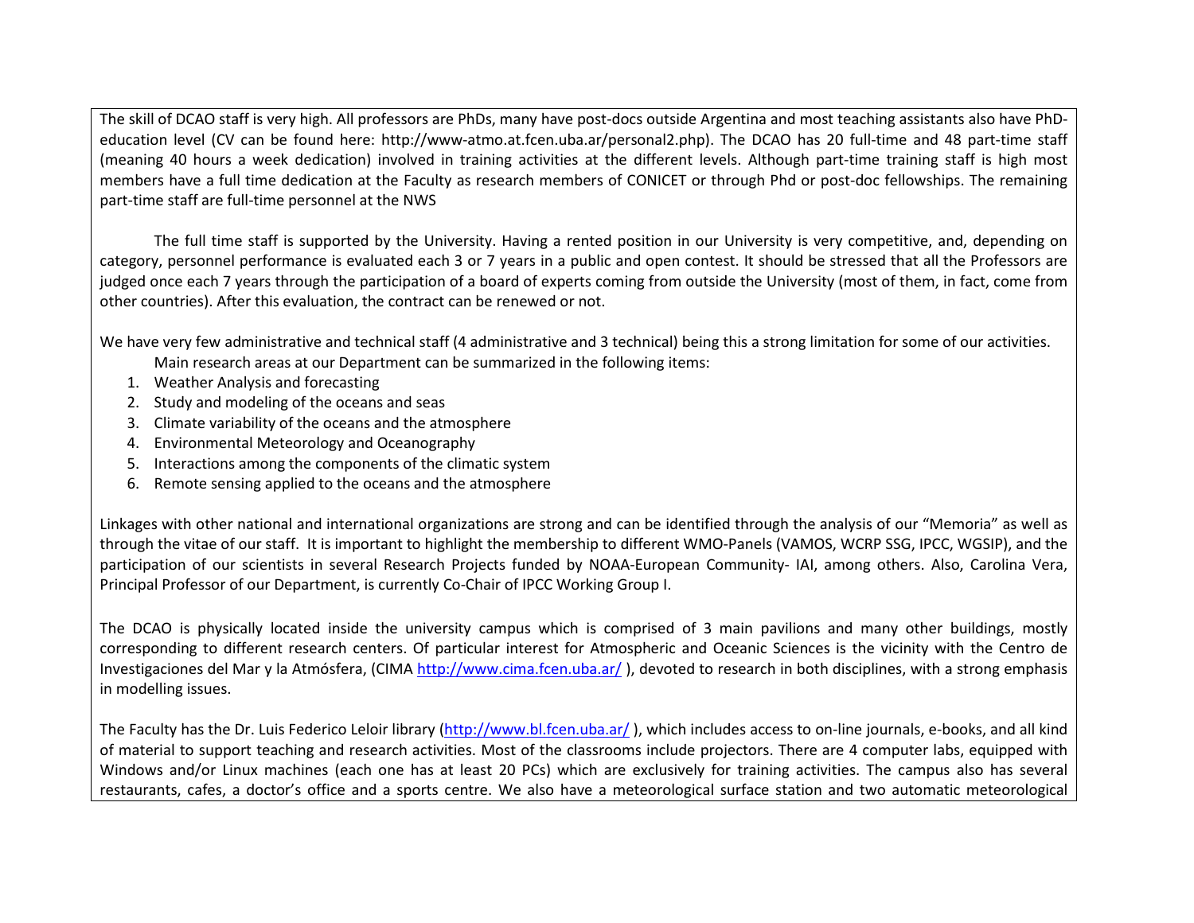The skill of DCAO staff is very high. All professors are PhDs, many have post-docs outside Argentina and most teaching assistants also have PhD-education level (CV can be found here: http://www-atmo.at.fcen.uba.ar/personal2.php). The DCAO has 20 full-time and 48 part-time staff (meaning 40 hours a week dedication) involved in training activities at the different levels. Although part-time training staff is high most members have a full time dedication at the Faculty as research members of CONICET or through Phd or post-doc fellowships. The remaining part-time staff are full-time personnel at the NWS

The full time staff is supported by the University. Having a rented position in our University is very competitive, and, depending on category, personnel performance is evaluated each 3 or 7 years in a public and open contest. It should be stressed that all the Professors are judged once each 7 years through the participation of a board of experts coming from outside the University (most of them, in fact, come from other countries). After this evaluation, the contract can be renewed or not.

We have very few administrative and technical staff (4 administrative and 3 technical) being this a strong limitation for some of our activities.

Main research areas at our Department can be summarized in the following items:

1. Weather Analysis and forecasting
2. Study and modeling of the oceans and seas
3. Climate variability of the oceans and the atmosphere
4. Environmental Meteorology and Oceanography
5. Interactions among the components of the climatic system
6. Remote sensing applied to the oceans and the atmosphere

Linkages with other national and international organizations are strong and can be identified through the analysis of our "Memoria" as well as through the vitae of our staff. It is important to highlight the membership to different WMO-Panels (VAMOS, WCRP SSG, IPCC, WGSIP), and the participation of our scientists in several Research Projects funded by NOAA-European Community- IAI, among others. Also, Carolina Vera, Principal Professor of our Department, is currently Co-Chair of IPCC Working Group I.

The DCAO is physically located inside the university campus which is comprised of 3 main pavilions and many other buildings, mostly corresponding to different research centers. Of particular interest for Atmospheric and Oceanic Sciences is the vicinity with the Centro de Investigaciones del Mar y la Atmósfera, (CIMA http://www.cima.fcen.uba.ar/ ), devoted to research in both disciplines, with a strong emphasis in modelling issues.

The Faculty has the Dr. Luis Federico Leloir library (http://www.bl.fcen.uba.ar/ ), which includes access to on-line journals, e-books, and all kind of material to support teaching and research activities. Most of the classrooms include projectors. There are 4 computer labs, equipped with Windows and/or Linux machines (each one has at least 20 PCs) which are exclusively for training activities. The campus also has several restaurants, cafes, a doctor's office and a sports centre. We also have a meteorological surface station and two automatic meteorological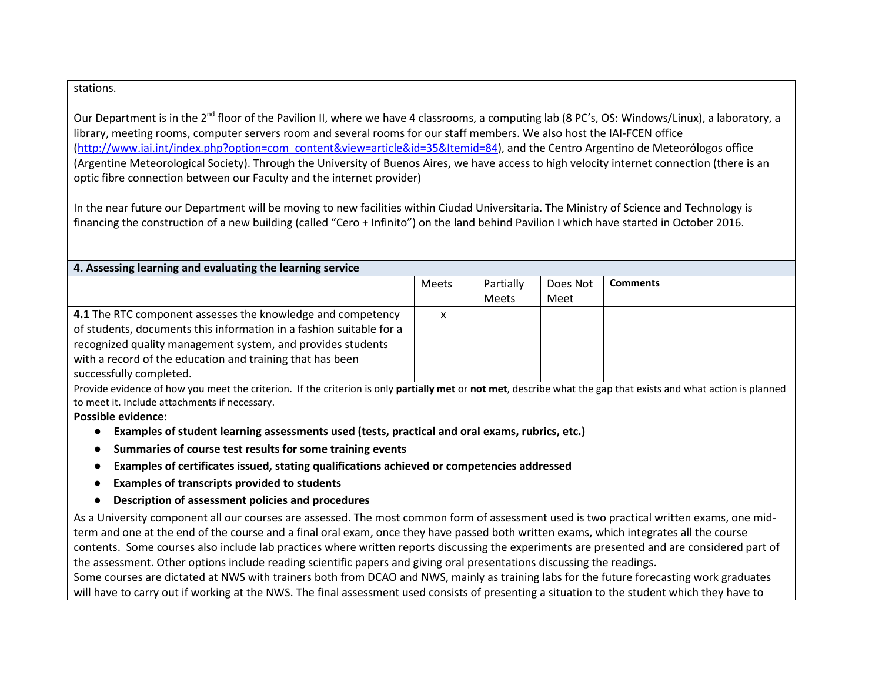stations.

Our Department is in the 2nd floor of the Pavilion II, where we have 4 classrooms, a computing lab (8 PC's, OS: Windows/Linux), a laboratory, a library, meeting rooms, computer servers room and several rooms for our staff members. We also host the IAI-FCEN office (http://www.iai.int/index.php?option=com_content&view=article&id=35&Itemid=84), and the Centro Argentino de Meteorólogos office (Argentine Meteorological Society). Through the University of Buenos Aires, we have access to high velocity internet connection (there is an optic fibre connection between our Faculty and the internet provider)

In the near future our Department will be moving to new facilities within Ciudad Universitaria. The Ministry of Science and Technology is financing the construction of a new building (called "Cero + Infinito") on the land behind Pavilion I which have started in October 2016.

## 4. Assessing learning and evaluating the learning service

| | Meets | Partially Meets | Does Not Meet | **Comments** |
|---|---|---|---|---|
| **4.1** The RTC component assesses the knowledge and competency of students, documents this information in a fashion suitable for a recognized quality management system, and provides students with a record of the education and training that has been successfully completed. | x | | | |

Provide evidence of how you meet the criterion. If the criterion is only **partially met** or **not met**, describe what the gap that exists and what action is planned to meet it. Include attachments if necessary.

**Possible evidence:**

- **Examples of student learning assessments used (tests, practical and oral exams, rubrics, etc.)**
- **Summaries of course test results for some training events**
- **Examples of certificates issued, stating qualifications achieved or competencies addressed**
- **Examples of transcripts provided to students**
- **Description of assessment policies and procedures**

As a University component all our courses are assessed. The most common form of assessment used is two practical written exams, one mid-term and one at the end of the course and a final oral exam, once they have passed both written exams, which integrates all the course contents. Some courses also include lab practices where written reports discussing the experiments are presented and are considered part of the assessment. Other options include reading scientific papers and giving oral presentations discussing the readings.
Some courses are dictated at NWS with trainers both from DCAO and NWS, mainly as training labs for the future forecasting work graduates will have to carry out if working at the NWS. The final assessment used consists of presenting a situation to the student which they have to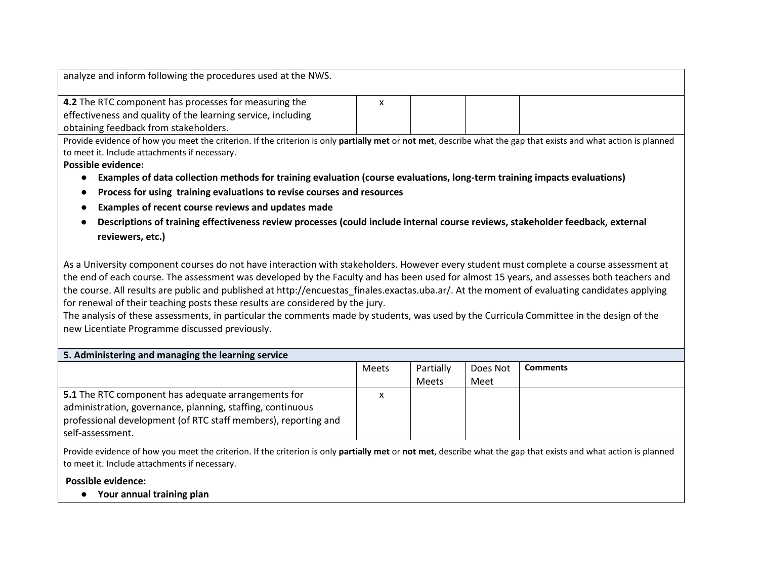analyze and inform following the procedures used at the NWS.

| | Meets | Partially Meets | Does Not Meet | Comments |
|---|---|---|---|---|
| **4.2** The RTC component has processes for measuring the effectiveness and quality of the learning service, including obtaining feedback from stakeholders. | x | | | |

Provide evidence of how you meet the criterion. If the criterion is only **partially met** or **not met**, describe what the gap that exists and what action is planned to meet it. Include attachments if necessary.

**Possible evidence:**

- **Examples of data collection methods for training evaluation (course evaluations, long-term training impacts evaluations)**
- **Process for using training evaluations to revise courses and resources**
- **Examples of recent course reviews and updates made**
- **Descriptions of training effectiveness review processes (could include internal course reviews, stakeholder feedback, external reviewers, etc.)**

As a University component courses do not have interaction with stakeholders. However every student must complete a course assessment at the end of each course. The assessment was developed by the Faculty and has been used for almost 15 years, and assesses both teachers and the course. All results are public and published at http://encuestas_finales.exactas.uba.ar/. At the moment of evaluating candidates applying for renewal of their teaching posts these results are considered by the jury.
The analysis of these assessments, in particular the comments made by students, was used by the Curricula Committee in the design of the new Licentiate Programme discussed previously.

## 5. Administering and managing the learning service

| | Meets | Partially Meets | Does Not Meet | Comments |
|---|---|---|---|---|
| **5.1** The RTC component has adequate arrangements for administration, governance, planning, staffing, continuous professional development (of RTC staff members), reporting and self-assessment. | x | | | |

Provide evidence of how you meet the criterion. If the criterion is only **partially met** or **not met**, describe what the gap that exists and what action is planned to meet it. Include attachments if necessary.

**Possible evidence:**

- **Your annual training plan**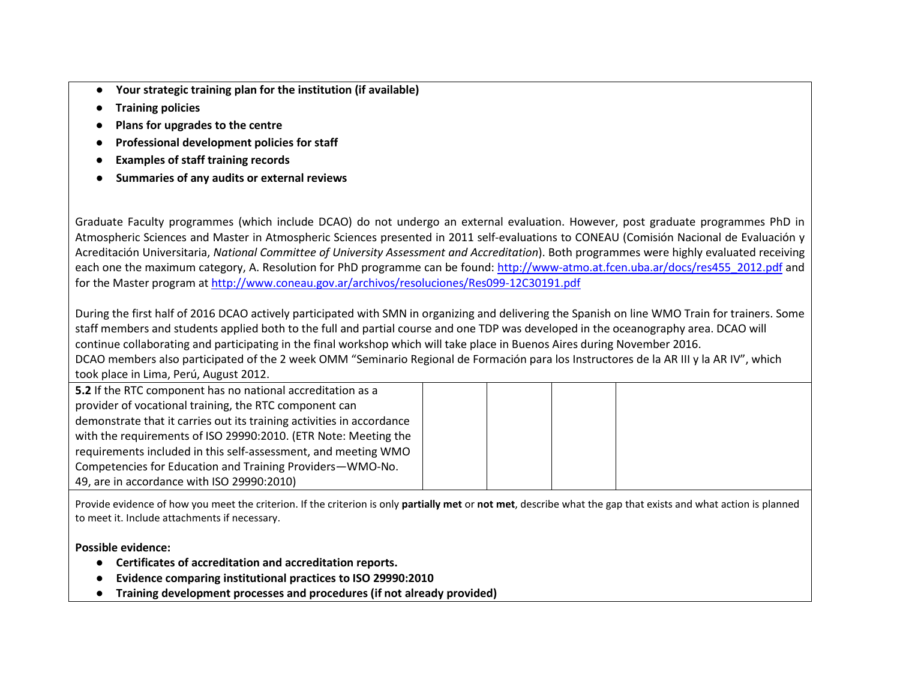- **Your strategic training plan for the institution (if available)**
- **Training policies**
- **Plans for upgrades to the centre**
- **Professional development policies for staff**
- **Examples of staff training records**
- **Summaries of any audits or external reviews**

Graduate Faculty programmes (which include DCAO) do not undergo an external evaluation. However, post graduate programmes PhD in Atmospheric Sciences and Master in Atmospheric Sciences presented in 2011 self-evaluations to CONEAU (Comisión Nacional de Evaluación y Acreditación Universitaria, *National Committee of University Assessment and Accreditation*). Both programmes were highly evaluated receiving each one the maximum category, A. Resolution for PhD programme can be found: http://www-atmo.at.fcen.uba.ar/docs/res455_2012.pdf and for the Master program at http://www.coneau.gov.ar/archivos/resoluciones/Res099-12C30191.pdf

During the first half of 2016 DCAO actively participated with SMN in organizing and delivering the Spanish on line WMO Train for trainers. Some staff members and students applied both to the full and partial course and one TDP was developed in the oceanography area. DCAO will continue collaborating and participating in the final workshop which will take place in Buenos Aires during November 2016.
DCAO members also participated of the 2 week OMM "Seminario Regional de Formación para los Instructores de la AR III y la AR IV", which took place in Lima, Perú, August 2012.

| | | | | |
|---|---|---|---|---|
| **5.2** If the RTC component has no national accreditation as a provider of vocational training, the RTC component can demonstrate that it carries out its training activities in accordance with the requirements of ISO 29990:2010. (ETR Note: Meeting the requirements included in this self-assessment, and meeting WMO Competencies for Education and Training Providers—WMO-No. 49, are in accordance with ISO 29990:2010) | | | | |

Provide evidence of how you meet the criterion. If the criterion is only **partially met** or **not met**, describe what the gap that exists and what action is planned to meet it. Include attachments if necessary.

**Possible evidence:**

- **Certificates of accreditation and accreditation reports.**
- **Evidence comparing institutional practices to ISO 29990:2010**
- **Training development processes and procedures (if not already provided)**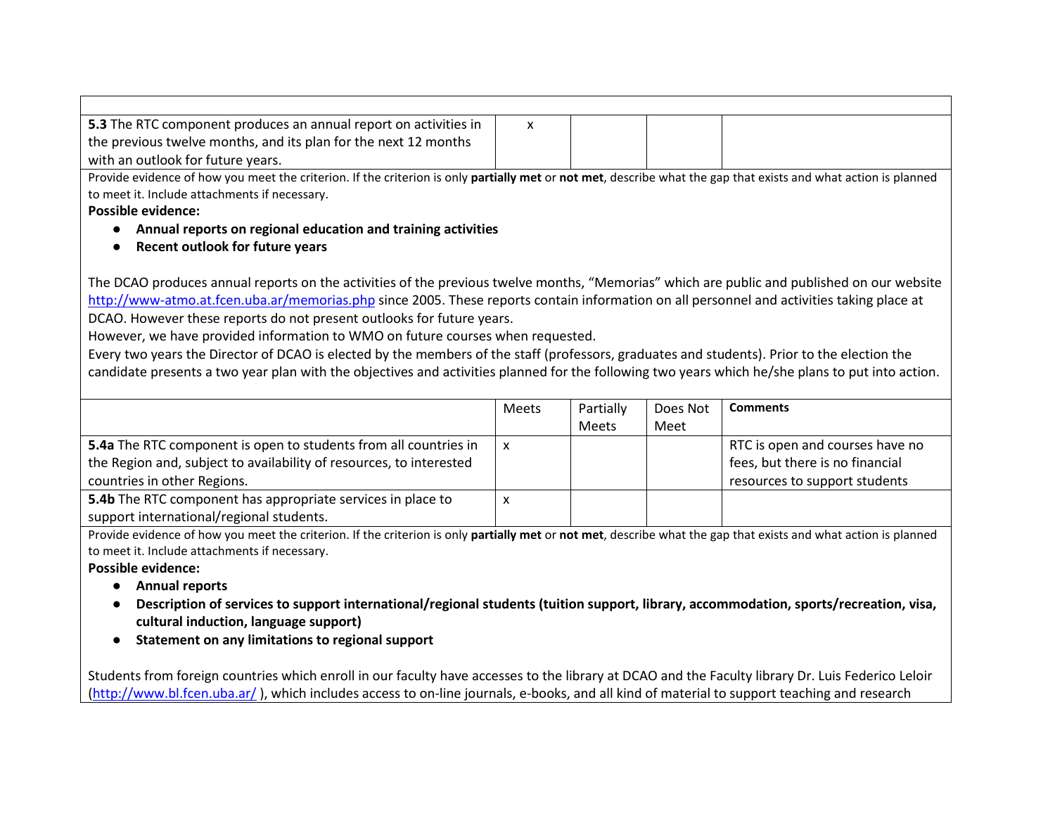| | | | | |
|---|---|---|---|---|
| **5.3** The RTC component produces an annual report on activities in the previous twelve months, and its plan for the next 12 months with an outlook for future years. | x | | | |

Provide evidence of how you meet the criterion. If the criterion is only **partially met** or **not met**, describe what the gap that exists and what action is planned to meet it. Include attachments if necessary.

**Possible evidence:**

- **Annual reports on regional education and training activities**
- **Recent outlook for future years**

The DCAO produces annual reports on the activities of the previous twelve months, "Memorias" which are public and published on our website http://www-atmo.at.fcen.uba.ar/memorias.php since 2005. These reports contain information on all personnel and activities taking place at DCAO. However these reports do not present outlooks for future years.

However, we have provided information to WMO on future courses when requested.

Every two years the Director of DCAO is elected by the members of the staff (professors, graduates and students). Prior to the election the candidate presents a two year plan with the objectives and activities planned for the following two years which he/she plans to put into action.

| | Meets | Partially Meets | Does Not Meet | **Comments** |
|---|---|---|---|---|
| **5.4a** The RTC component is open to students from all countries in the Region and, subject to availability of resources, to interested countries in other Regions. | x | | | RTC is open and courses have no fees, but there is no financial resources to support students |
| **5.4b** The RTC component has appropriate services in place to support international/regional students. | x | | | |

Provide evidence of how you meet the criterion. If the criterion is only **partially met** or **not met**, describe what the gap that exists and what action is planned to meet it. Include attachments if necessary.

**Possible evidence:**

- **Annual reports**
- **Description of services to support international/regional students (tuition support, library, accommodation, sports/recreation, visa, cultural induction, language support)**
- **Statement on any limitations to regional support**

Students from foreign countries which enroll in our faculty have accesses to the library at DCAO and the Faculty library Dr. Luis Federico Leloir (http://www.bl.fcen.uba.ar/ ), which includes access to on-line journals, e-books, and all kind of material to support teaching and research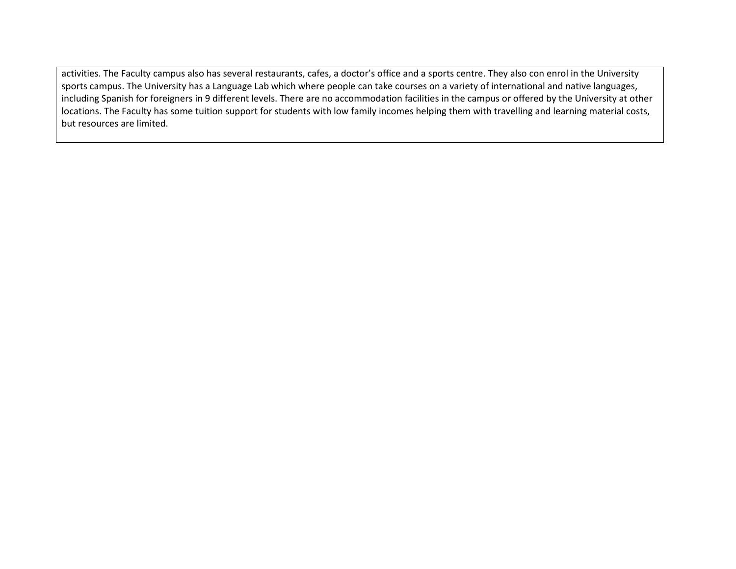activities. The Faculty campus also has several restaurants, cafes, a doctor's office and a sports centre. They also con enrol in the University sports campus. The University has a Language Lab which where people can take courses on a variety of international and native languages, including Spanish for foreigners in 9 different levels. There are no accommodation facilities in the campus or offered by the University at other locations. The Faculty has some tuition support for students with low family incomes helping them with travelling and learning material costs, but resources are limited.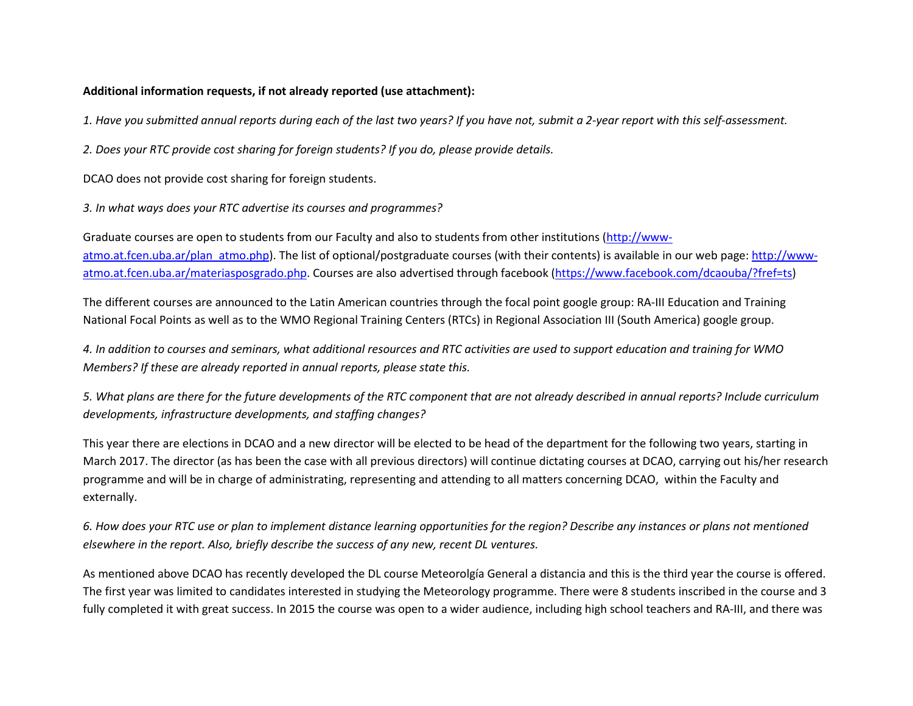**Additional information requests, if not already reported (use attachment):**

*1. Have you submitted annual reports during each of the last two years? If you have not, submit a 2-year report with this self-assessment.*

*2. Does your RTC provide cost sharing for foreign students? If you do, please provide details.*

DCAO does not provide cost sharing for foreign students.

*3. In what ways does your RTC advertise its courses and programmes?*

Graduate courses are open to students from our Faculty and also to students from other institutions (http://www-atmo.at.fcen.uba.ar/plan_atmo.php). The list of optional/postgraduate courses (with their contents) is available in our web page: http://www-atmo.at.fcen.uba.ar/materiasposgrado.php. Courses are also advertised through facebook (https://www.facebook.com/dcaouba/?fref=ts)

The different courses are announced to the Latin American countries through the focal point google group: RA-III Education and Training National Focal Points as well as to the WMO Regional Training Centers (RTCs) in Regional Association III (South America) google group.

*4. In addition to courses and seminars, what additional resources and RTC activities are used to support education and training for WMO Members? If these are already reported in annual reports, please state this.*

*5. What plans are there for the future developments of the RTC component that are not already described in annual reports? Include curriculum developments, infrastructure developments, and staffing changes?*

This year there are elections in DCAO and a new director will be elected to be head of the department for the following two years, starting in March 2017. The director (as has been the case with all previous directors) will continue dictating courses at DCAO, carrying out his/her research programme and will be in charge of administrating, representing and attending to all matters concerning DCAO, within the Faculty and externally.

*6. How does your RTC use or plan to implement distance learning opportunities for the region? Describe any instances or plans not mentioned elsewhere in the report. Also, briefly describe the success of any new, recent DL ventures.*

As mentioned above DCAO has recently developed the DL course Meteorolgía General a distancia and this is the third year the course is offered. The first year was limited to candidates interested in studying the Meteorology programme. There were 8 students inscribed in the course and 3 fully completed it with great success. In 2015 the course was open to a wider audience, including high school teachers and RA-III, and there was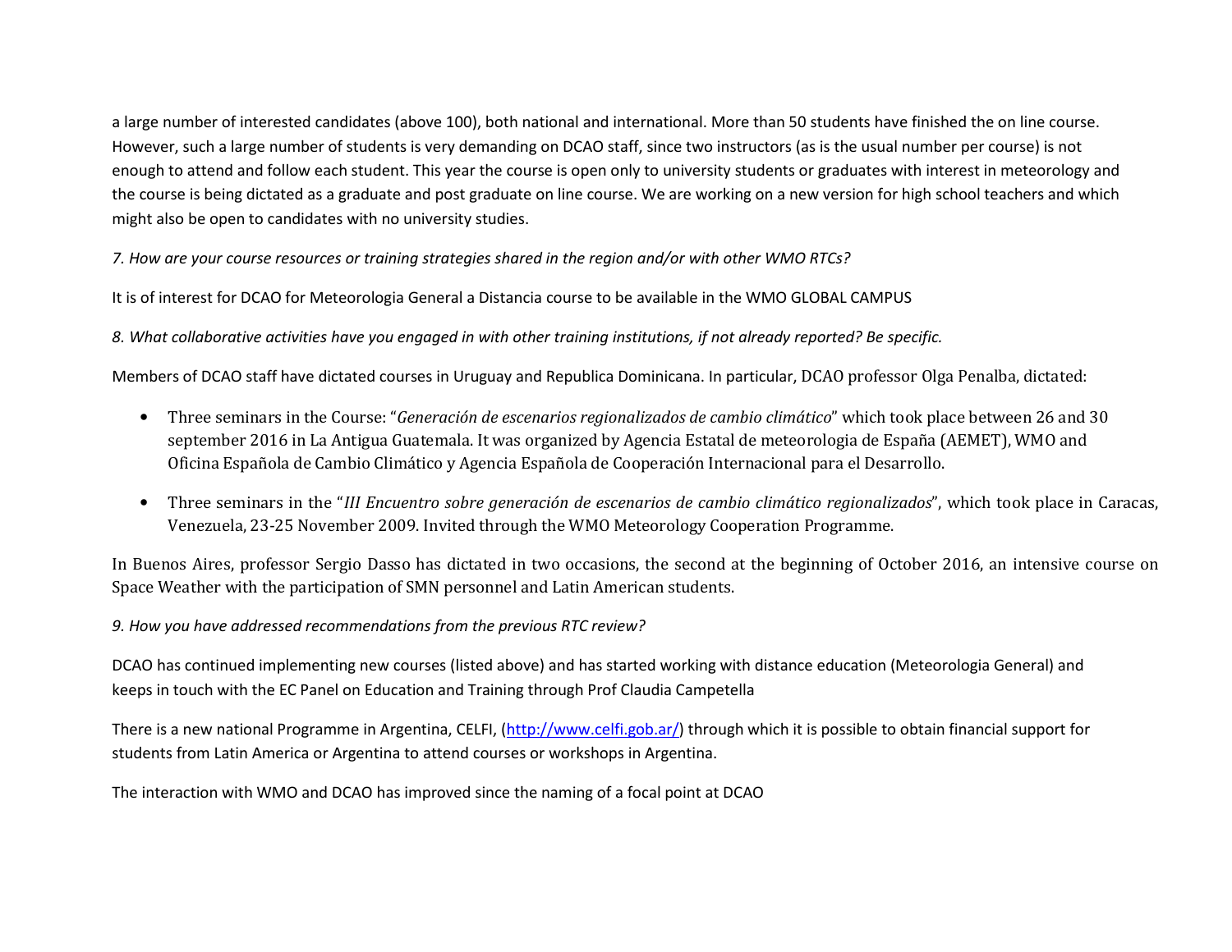a large number of interested candidates (above 100), both national and international. More than 50 students have finished the on line course. However, such a large number of students is very demanding on DCAO staff, since two instructors (as is the usual number per course) is not enough to attend and follow each student. This year the course is open only to university students or graduates with interest in meteorology and the course is being dictated as a graduate and post graduate on line course. We are working on a new version for high school teachers and which might also be open to candidates with no university studies.

*7. How are your course resources or training strategies shared in the region and/or with other WMO RTCs?*

It is of interest for DCAO for Meteorologia General a Distancia course to be available in the WMO GLOBAL CAMPUS

*8. What collaborative activities have you engaged in with other training institutions, if not already reported? Be specific.*

Members of DCAO staff have dictated courses in Uruguay and Republica Dominicana. In particular, DCAO professor Olga Penalba, dictated:

- Three seminars in the Course: "*Generación de escenarios regionalizados de cambio climático*" which took place between 26 and 30 september 2016 in La Antigua Guatemala. It was organized by Agencia Estatal de meteorologia de España (AEMET), WMO and Oficina Española de Cambio Climático y Agencia Española de Cooperación Internacional para el Desarrollo.
- Three seminars in the "*III Encuentro sobre generación de escenarios de cambio climático regionalizados*", which took place in Caracas, Venezuela, 23-25 November 2009. Invited through the WMO Meteorology Cooperation Programme.

In Buenos Aires, professor Sergio Dasso has dictated in two occasions, the second at the beginning of October 2016, an intensive course on Space Weather with the participation of SMN personnel and Latin American students.

*9. How you have addressed recommendations from the previous RTC review?*

DCAO has continued implementing new courses (listed above) and has started working with distance education (Meteorologia General) and keeps in touch with the EC Panel on Education and Training through Prof Claudia Campetella

There is a new national Programme in Argentina, CELFI, (http://www.celfi.gob.ar/) through which it is possible to obtain financial support for students from Latin America or Argentina to attend courses or workshops in Argentina.

The interaction with WMO and DCAO has improved since the naming of a focal point at DCAO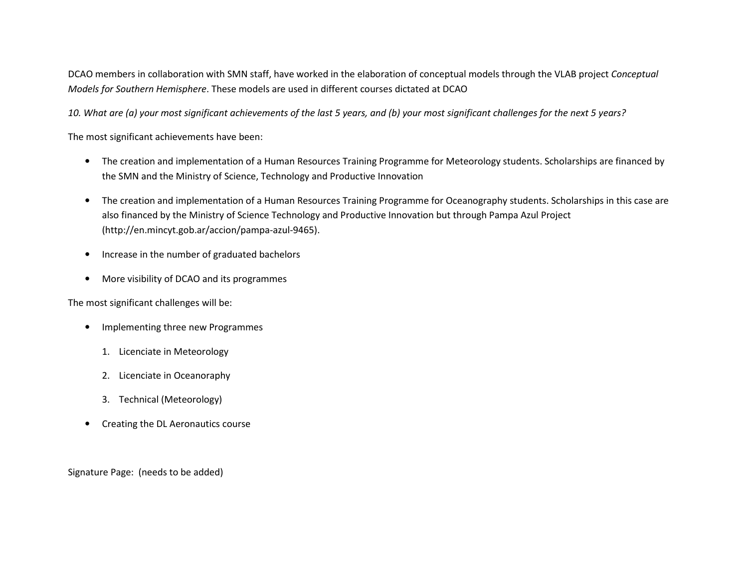DCAO members in collaboration with SMN staff, have worked in the elaboration of conceptual models through the VLAB project *Conceptual Models for Southern Hemisphere*. These models are used in different courses dictated at DCAO

*10. What are (a) your most significant achievements of the last 5 years, and (b) your most significant challenges for the next 5 years?*

The most significant achievements have been:

- The creation and implementation of a Human Resources Training Programme for Meteorology students. Scholarships are financed by the SMN and the Ministry of Science, Technology and Productive Innovation
- The creation and implementation of a Human Resources Training Programme for Oceanography students. Scholarships in this case are also financed by the Ministry of Science Technology and Productive Innovation but through Pampa Azul Project (http://en.mincyt.gob.ar/accion/pampa-azul-9465).
- Increase in the number of graduated bachelors
- More visibility of DCAO and its programmes

The most significant challenges will be:

- Implementing three new Programmes
    1. Licenciate in Meteorology
    2. Licenciate in Oceanoraphy
    3. Technical (Meteorology)
- Creating the DL Aeronautics course

Signature Page: (needs to be added)